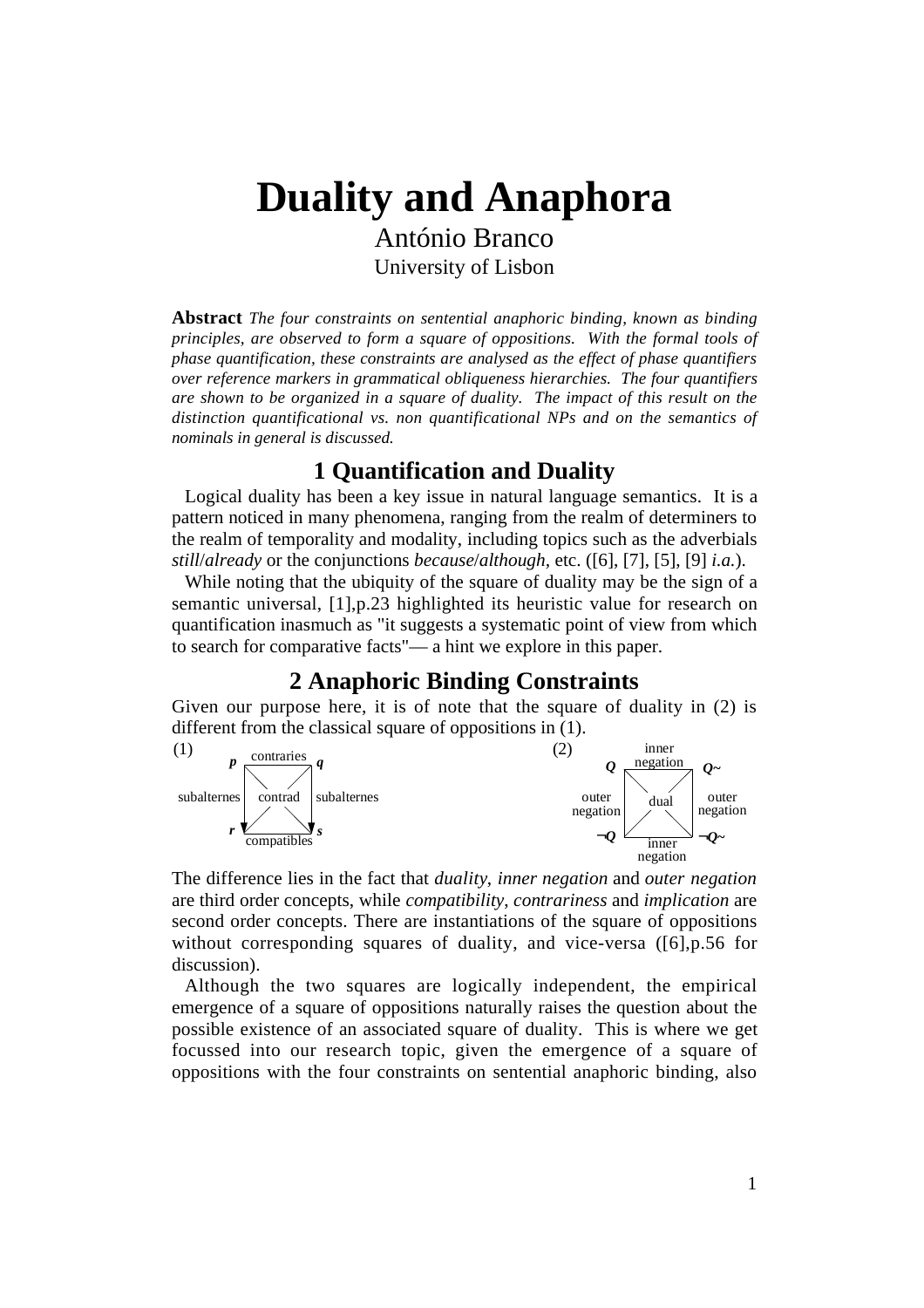# Duality and Anaphora

António Branco
University of Lisbon

**Abstract** *The four constraints on sentential anaphoric binding, known as binding principles, are observed to form a square of oppositions. With the formal tools of phase quantification, these constraints are analysed as the effect of phase quantifiers over reference markers in grammatical obliqueness hierarchies. The four quantifiers are shown to be organized in a square of duality. The impact of this result on the distinction quantificational vs. non quantificational NPs and on the semantics of nominals in general is discussed.*

## 1 Quantification and Duality

Logical duality has been a key issue in natural language semantics. It is a pattern noticed in many phenomena, ranging from the realm of determiners to the realm of temporality and modality, including topics such as the adverbials *still*/*already* or the conjunctions *because*/*although*, etc. ([6], [7], [5], [9] *i.a.*).

While noting that the ubiquity of the square of duality may be the sign of a semantic universal, [1],p.23 highlighted its heuristic value for research on quantification inasmuch as "it suggests a systematic point of view from which to search for comparative facts"— a hint we explore in this paper.

## 2 Anaphoric Binding Constraints

Given our purpose here, it is of note that the square of duality in (2) is different from the classical square of oppositions in (1).

(1) *p* — contraries — *q*; subalternes (*p* → *r*), subalternes (*q* → *s*); contrad (diagonals); *r* — compatibles — *s*

(2) *Q* — inner negation — *Q*~; outer negation (*Q* — ¬*Q*), outer negation (*Q*~ — ¬*Q*~); dual (diagonals); ¬*Q* — inner negation — ¬*Q*~

The difference lies in the fact that *duality*, *inner negation* and *outer negation* are third order concepts, while *compatibility*, *contrariness* and *implication* are second order concepts. There are instantiations of the square of oppositions without corresponding squares of duality, and vice-versa ([6],p.56 for discussion).

Although the two squares are logically independent, the empirical emergence of a square of oppositions naturally raises the question about the possible existence of an associated square of duality. This is where we get focussed into our research topic, given the emergence of a square of oppositions with the four constraints on sentential anaphoric binding, also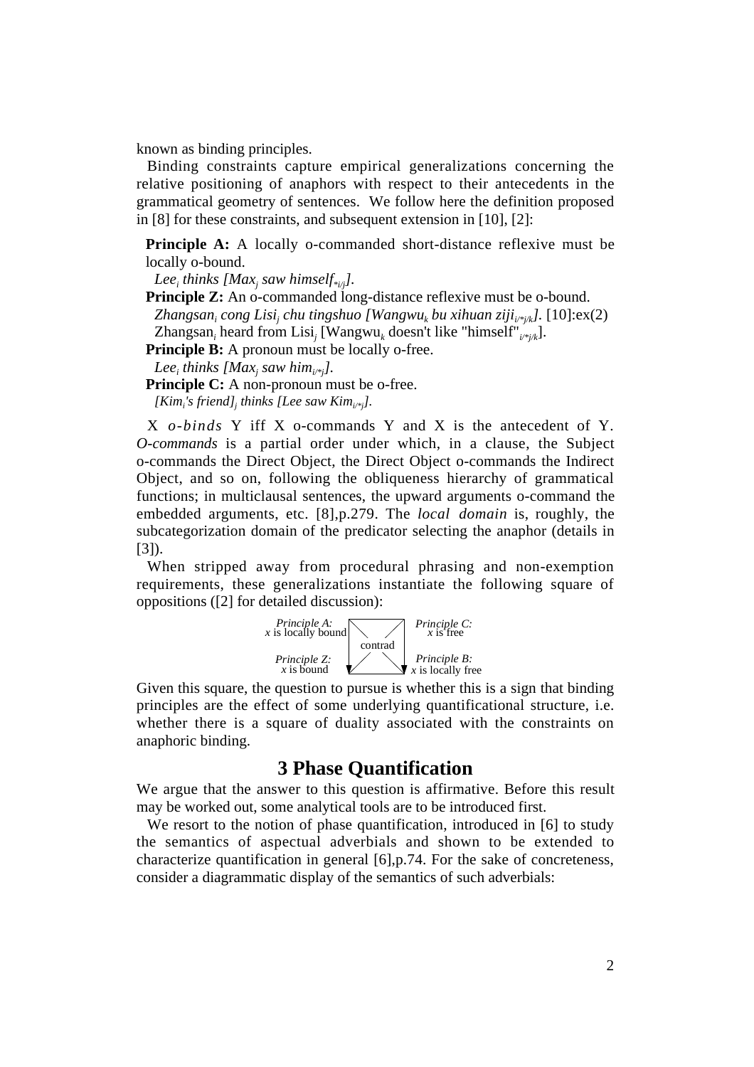known as binding principles.

Binding constraints capture empirical generalizations concerning the relative positioning of anaphors with respect to their antecedents in the grammatical geometry of sentences. We follow here the definition proposed in [8] for these constraints, and subsequent extension in [10], [2]:

**Principle A:** A locally o-commanded short-distance reflexive must be locally o-bound.

*Lee$_i$ thinks [Max$_j$ saw himself$_{*i/j}$].*

**Principle Z:** An o-commanded long-distance reflexive must be o-bound.

*Zhangsan$_i$ cong Lisi$_j$ chu tingshuo [Wangwu$_k$ bu xihuan ziji$_{i/*j/k}$].* [10]:ex(2)

Zhangsan$_i$ heard from Lisi$_j$ [Wangwu$_k$ doesn't like "himself"$_{i/*j/k}$].

**Principle B:** A pronoun must be locally o-free.

*Lee$_i$ thinks [Max$_j$ saw him$_{i/*j}$].*

**Principle C:** A non-pronoun must be o-free.

*[Kim$_i$'s friend]$_j$ thinks [Lee saw Kim$_{i/*j}$].*

X *o-binds* Y iff X o-commands Y and X is the antecedent of Y. *O-commands* is a partial order under which, in a clause, the Subject o-commands the Direct Object, the Direct Object o-commands the Indirect Object, and so on, following the obliqueness hierarchy of grammatical functions; in multiclausal sentences, the upward arguments o-command the embedded arguments, etc. [8],p.279. The *local domain* is, roughly, the subcategorization domain of the predicator selecting the anaphor (details in [3]).

When stripped away from procedural phrasing and non-exemption requirements, these generalizations instantiate the following square of oppositions ([2] for detailed discussion):

| *Principle A:* $x$ is locally bound | contrad | *Principle C:* $x$ is free |
|---|---|---|
| *Principle Z:* $x$ is bound | | *Principle B:* $x$ is locally free |

Given this square, the question to pursue is whether this is a sign that binding principles are the effect of some underlying quantificational structure, i.e. whether there is a square of duality associated with the constraints on anaphoric binding.

## 3 Phase Quantification

We argue that the answer to this question is affirmative. Before this result may be worked out, some analytical tools are to be introduced first.

We resort to the notion of phase quantification, introduced in [6] to study the semantics of aspectual adverbials and shown to be extended to characterize quantification in general [6],p.74. For the sake of concreteness, consider a diagrammatic display of the semantics of such adverbials: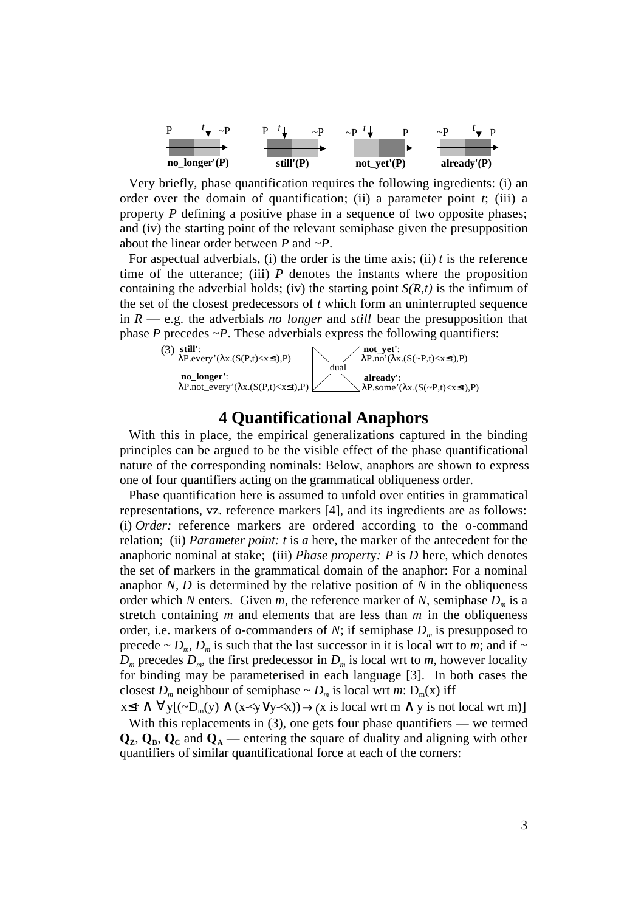P $t$ ~P P $t$ ~P ~P $t$ P ~P $t$ P

**no_longer'(P)** **still'(P)** **not_yet'(P)** **already'(P)**

Very briefly, phase quantification requires the following ingredients: (i) an order over the domain of quantification; (ii) a parameter point $t$; (iii) a property $P$ defining a positive phase in a sequence of two opposite phases; and (iv) the starting point of the relevant semiphase given the presupposition about the linear order between $P$ and $\sim P$.

For aspectual adverbials, (i) the order is the time axis; (ii) $t$ is the reference time of the utterance; (iii) $P$ denotes the instants where the proposition containing the adverbial holds; (iv) the starting point $S(R,t)$ is the infimum of the set of the closest predecessors of $t$ which form an uninterrupted sequence in $R$ — e.g. the adverbials *no longer* and *still* bear the presupposition that phase $P$ precedes $\sim P$. These adverbials express the following quantifiers:

(3) **still'**: $\lambda$P.every'($\lambda$x.(S(P,t)<x≤t),P) — **not_yet'**: $\lambda$P.no'($\lambda$x.(S(~P,t)<x≤t),P)

dual

**no_longer'**: $\lambda$P.not_every'($\lambda$x.(S(P,t)<x≤t),P) — **already'**: $\lambda$P.some'($\lambda$x.(S(~P,t)<x≤t),P)

# 4 Quantificational Anaphors

With this in place, the empirical generalizations captured in the binding principles can be argued to be the visible effect of the phase quantificational nature of the corresponding nominals: Below, anaphors are shown to express one of four quantifiers acting on the grammatical obliqueness order.

Phase quantification here is assumed to unfold over entities in grammatical representations, vz. reference markers [4], and its ingredients are as follows: (i) *Order:* reference markers are ordered according to the o-command relation; (ii) *Parameter point: t* is *a* here, the marker of the antecedent for the anaphoric nominal at stake; (iii) *Phase property: P* is *D* here, which denotes the set of markers in the grammatical domain of the anaphor: For a nominal anaphor $N$, $D$ is determined by the relative position of $N$ in the obliqueness order which $N$ enters. Given $m$, the reference marker of $N$, semiphase $D_m$ is a stretch containing $m$ and elements that are less than $m$ in the obliqueness order, i.e. markers of o-commanders of $N$; if semiphase $D_m$ is presupposed to precede $\sim D_m$, $D_m$ is such that the last successor in it is local wrt to $m$; and if $\sim D_m$ precedes $D_m$, the first predecessor in $D_m$ is local wrt to $m$, however locality for binding may be parameterised in each language [3]. In both cases the closest $D_m$ neighbour of semiphase $\sim D_m$ is local wrt $m$: $D_m(x)$ iff

$x \leq t \wedge \forall y[(\sim D_m(y) \wedge (x \prec y \vee y \prec x)) \rightarrow (x \text{ is local wrt m} \wedge y \text{ is not local wrt m})]$

With this replacements in (3), one gets four phase quantifiers — we termed $\mathbf{Q_Z}$, $\mathbf{Q_B}$, $\mathbf{Q_C}$ and $\mathbf{Q_A}$ — entering the square of duality and aligning with other quantifiers of similar quantificational force at each of the corners: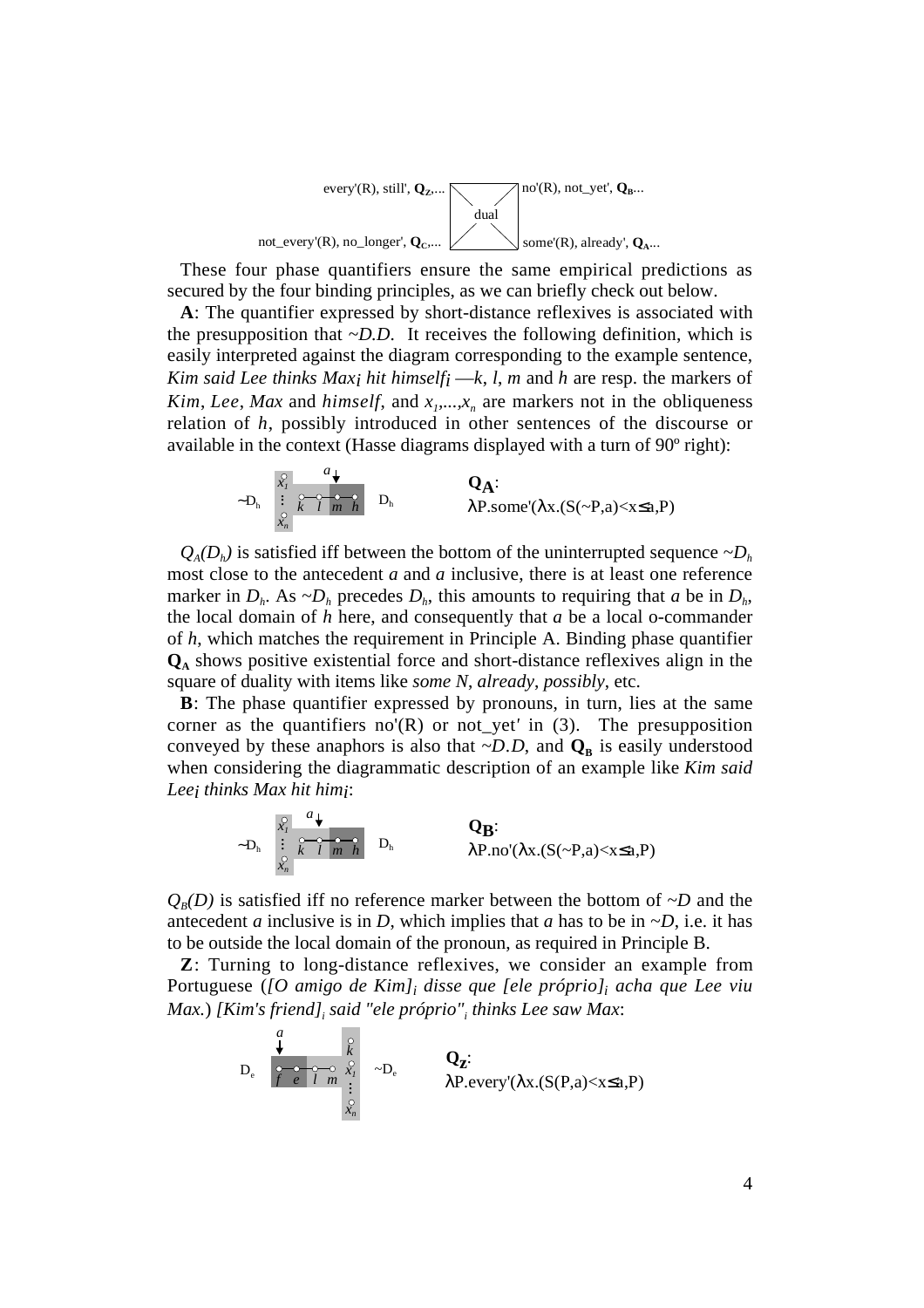every'(R), still', $\mathbf{Q_Z}$,... | dual | no'(R), not_yet', $\mathbf{Q_B}$...

not_every'(R), no_longer', $\mathbf{Q_C}$,... | | some'(R), already', $\mathbf{Q_A}$...

These four phase quantifiers ensure the same empirical predictions as secured by the four binding principles, as we can briefly check out below.

**A**: The quantifier expressed by short-distance reflexives is associated with the presupposition that *~D.D*. It receives the following definition, which is easily interpreted against the diagram corresponding to the example sentence, *Kim said Lee thinks Max$_i$ hit himself$_i$* —*k*, *l*, *m* and *h* are resp. the markers of *Kim*, *Lee*, *Max* and *himself*, and $x_1,...,x_n$ are markers not in the obliqueness relation of *h*, possibly introduced in other sentences of the discourse or available in the context (Hasse diagrams displayed with a turn of 90º right):

$\sim D_h$ &nbsp; $x_1 \ldots x_n$ &nbsp; *k* *l* *m* *h* (antecedent *a*) &nbsp; $D_h$

$\mathbf{Q_A}$:
λP.some'(λx.(S(~P,a)<x≤a,P)

$Q_A(D_h)$ is satisfied iff between the bottom of the uninterrupted sequence $\sim D_h$ most close to the antecedent *a* and *a* inclusive, there is at least one reference marker in $D_h$. As $\sim D_h$ precedes $D_h$, this amounts to requiring that *a* be in $D_h$, the local domain of *h* here, and consequently that *a* be a local o-commander of *h*, which matches the requirement in Principle A. Binding phase quantifier $\mathbf{Q_A}$ shows positive existential force and short-distance reflexives align in the square of duality with items like *some N*, *already*, *possibly*, etc.

**B**: The phase quantifier expressed by pronouns, in turn, lies at the same corner as the quantifiers no'(R) or not_yet' in (3). The presupposition conveyed by these anaphors is also that *~D.D*, and $\mathbf{Q_B}$ is easily understood when considering the diagrammatic description of an example like *Kim said Lee$_i$ thinks Max hit him$_i$*:

$\sim D_h$ &nbsp; $x_1 \ldots x_n$ &nbsp; *k* *l* *m* *h* (antecedent *a*) &nbsp; $D_h$

$\mathbf{Q_B}$:
λP.no'(λx.(S(~P,a)<x≤a,P)

$Q_B(D)$ is satisfied iff no reference marker between the bottom of *~D* and the antecedent *a* inclusive is in *D*, which implies that *a* has to be in *~D*, i.e. it has to be outside the local domain of the pronoun, as required in Principle B.

**Z**: Turning to long-distance reflexives, we consider an example from Portuguese (*[O amigo de Kim]$_i$ disse que [ele próprio]$_i$ acha que Lee viu Max.*) *[Kim's friend]$_i$ said "ele próprio"$_i$ thinks Lee saw Max*:

$D_e$ &nbsp; *f* *e* *l* *m* (antecedent *a*) &nbsp; *k* $x_1 \ldots x_n$ &nbsp; $\sim D_e$

$\mathbf{Q_Z}$:
λP.every'(λx.(S(P,a)<x≤a,P)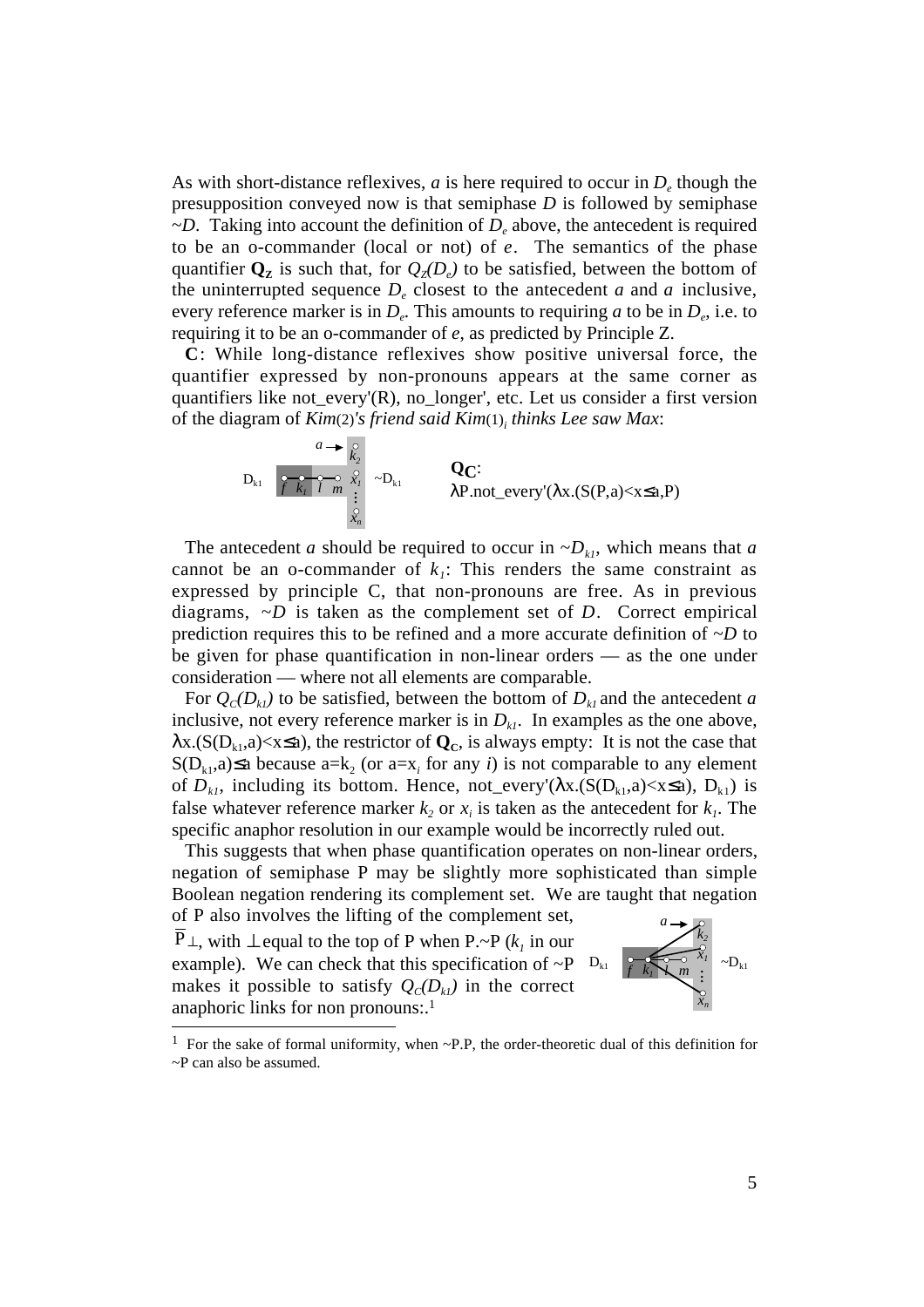As with short-distance reflexives, $a$ is here required to occur in $D_e$ though the presupposition conveyed now is that semiphase $D$ is followed by semiphase $\sim D$. Taking into account the definition of $D_e$ above, the antecedent is required to be an o-commander (local or not) of $e$. The semantics of the phase quantifier $\mathbf{Q_Z}$ is such that, for $Q_Z(D_e)$ to be satisfied, between the bottom of the uninterrupted sequence $D_e$ closest to the antecedent $a$ and $a$ inclusive, every reference marker is in $D_e$. This amounts to requiring $a$ to be in $D_e$, i.e. to requiring it to be an o-commander of $e$, as predicted by Principle Z.

**C**: While long-distance reflexives show positive universal force, the quantifier expressed by non-pronouns appears at the same corner as quantifiers like not_every'(R), no_longer', etc. Let us consider a first version of the diagram of *Kim*(2)*'s friend said Kim*(1)$_i$ *thinks Lee saw Max*:

$D_{k1}$ — $f$ $k_1$ $l$ $m$ — $a \rightarrow k_2$, $x_1$, ..., $x_n$ — $\sim D_{k1}$

$\mathbf{Q_C}$:
$\lambda$P.not_every'($\lambda$x.(S(P,a)<x≤a,P)

The antecedent $a$ should be required to occur in $\sim D_{k1}$, which means that $a$ cannot be an o-commander of $k_1$: This renders the same constraint as expressed by principle C, that non-pronouns are free. As in previous diagrams, $\sim D$ is taken as the complement set of $D$. Correct empirical prediction requires this to be refined and a more accurate definition of $\sim D$ to be given for phase quantification in non-linear orders — as the one under consideration — where not all elements are comparable.

For $Q_C(D_{k1})$ to be satisfied, between the bottom of $D_{k1}$ and the antecedent $a$ inclusive, not every reference marker is in $D_{k1}$. In examples as the one above, $\lambda$x.(S($D_{k1}$,a)<x≤a), the restrictor of $\mathbf{Q_C}$, is always empty: It is not the case that S($D_{k1}$,a)≤a because a=$k_2$ (or a=$x_i$ for any $i$) is not comparable to any element of $D_{k1}$, including its bottom. Hence, not_every'($\lambda$x.(S($D_{k1}$,a)<x≤a), $D_{k1}$) is false whatever reference marker $k_2$ or $x_i$ is taken as the antecedent for $k_1$. The specific anaphor resolution in our example would be incorrectly ruled out.

This suggests that when phase quantification operates on non-linear orders, negation of semiphase P may be slightly more sophisticated than simple Boolean negation rendering its complement set. We are taught that negation of P also involves the lifting of the complement set, $\overline{\mathrm{P}}_\perp$, with $\perp$ equal to the top of P when P.~P ($k_1$ in our example). We can check that this specification of ~P makes it possible to satisfy $Q_C(D_{k1})$ in the correct anaphoric links for non pronouns:.[1]

$D_{k1}$ — $f$ $k_1$ $l$ $m$ — $a \rightarrow k_2$, $x_1$, ..., $x_n$ — $\sim D_{k1}$

[1] For the sake of formal uniformity, when ~P.P, the order-theoretic dual of this definition for ~P can also be assumed.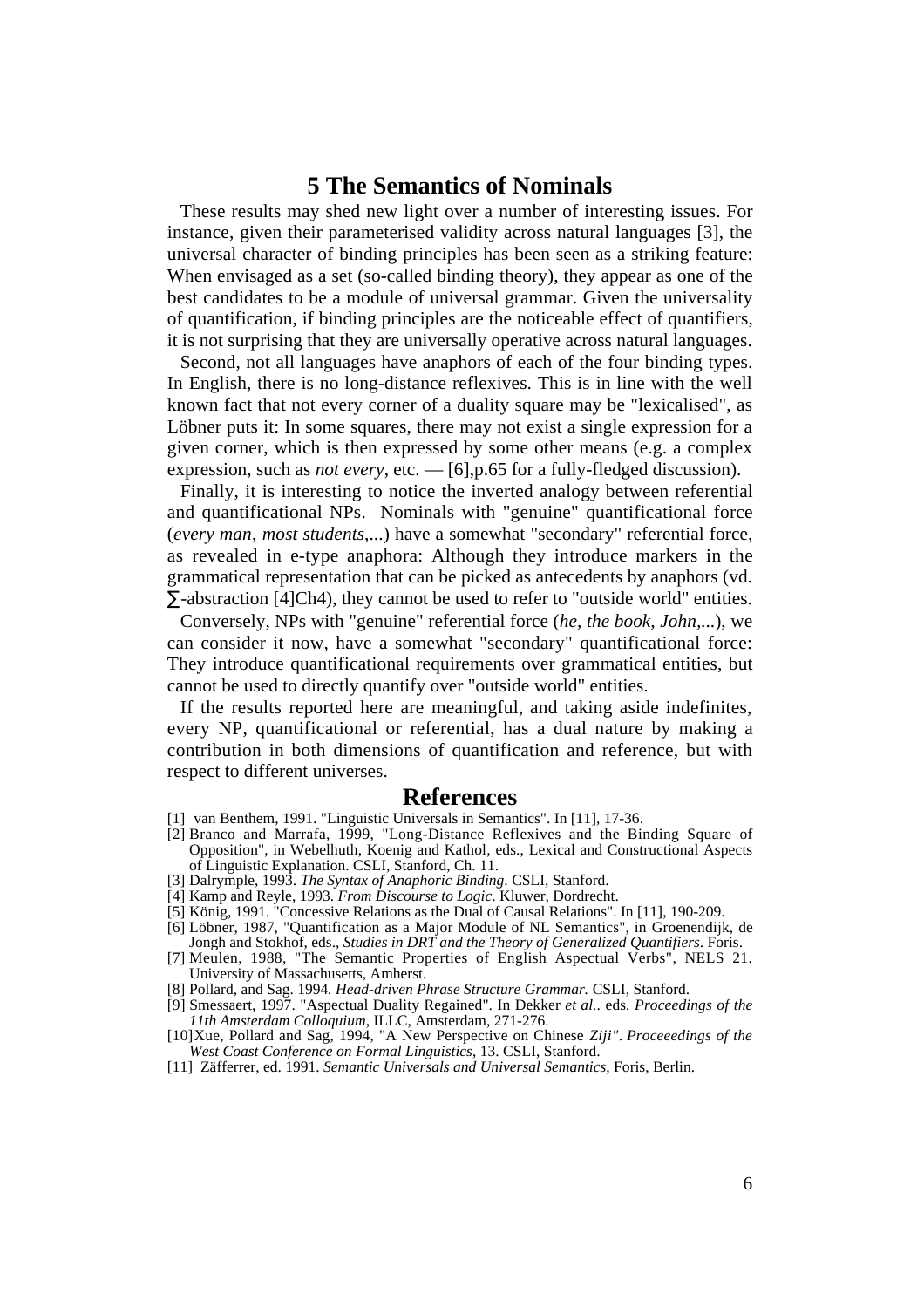## 5 The Semantics of Nominals

These results may shed new light over a number of interesting issues. For instance, given their parameterised validity across natural languages [3], the universal character of binding principles has been seen as a striking feature: When envisaged as a set (so-called binding theory), they appear as one of the best candidates to be a module of universal grammar. Given the universality of quantification, if binding principles are the noticeable effect of quantifiers, it is not surprising that they are universally operative across natural languages.

Second, not all languages have anaphors of each of the four binding types. In English, there is no long-distance reflexives. This is in line with the well known fact that not every corner of a duality square may be "lexicalised", as Löbner puts it: In some squares, there may not exist a single expression for a given corner, which is then expressed by some other means (e.g. a complex expression, such as *not every*, etc. — [6],p.65 for a fully-fledged discussion).

Finally, it is interesting to notice the inverted analogy between referential and quantificational NPs. Nominals with "genuine" quantificational force (*every man*, *most students*,...) have a somewhat "secondary" referential force, as revealed in e-type anaphora: Although they introduce markers in the grammatical representation that can be picked as antecedents by anaphors (vd. ∑-abstraction [4]Ch4), they cannot be used to refer to "outside world" entities.

Conversely, NPs with "genuine" referential force (*he, the book, John*,...), we can consider it now, have a somewhat "secondary" quantificational force: They introduce quantificational requirements over grammatical entities, but cannot be used to directly quantify over "outside world" entities.

If the results reported here are meaningful, and taking aside indefinites, every NP, quantificational or referential, has a dual nature by making a contribution in both dimensions of quantification and reference, but with respect to different universes.

## References

[1] van Benthem, 1991. "Linguistic Universals in Semantics". In [11], 17-36.

[2] Branco and Marrafa, 1999, "Long-Distance Reflexives and the Binding Square of Opposition", in Webelhuth, Koenig and Kathol, eds., Lexical and Constructional Aspects of Linguistic Explanation. CSLI, Stanford, Ch. 11.

[3] Dalrymple, 1993. *The Syntax of Anaphoric Binding*. CSLI, Stanford.

[4] Kamp and Reyle, 1993. *From Discourse to Logic*. Kluwer, Dordrecht.

[5] König, 1991. "Concessive Relations as the Dual of Causal Relations". In [11], 190-209.

[6] Löbner, 1987, "Quantification as a Major Module of NL Semantics", in Groenendijk, de Jongh and Stokhof, eds., *Studies in DRT and the Theory of Generalized Quantifiers*. Foris.

[7] Meulen, 1988, "The Semantic Properties of English Aspectual Verbs", NELS 21. University of Massachusetts, Amherst.

[8] Pollard, and Sag. 1994. *Head-driven Phrase Structure Grammar*. CSLI, Stanford.

[9] Smessaert, 1997. "Aspectual Duality Regained". In Dekker *et al.*. eds. *Proceedings of the 11th Amsterdam Colloquium*, ILLC, Amsterdam, 271-276.

[10] Xue, Pollard and Sag, 1994, "A New Perspective on Chinese *Ziji*". *Proceeedings of the West Coast Conference on Formal Linguistics*, 13. CSLI, Stanford.

[11] Zäfferrer, ed. 1991. *Semantic Universals and Universal Semantics*, Foris, Berlin.